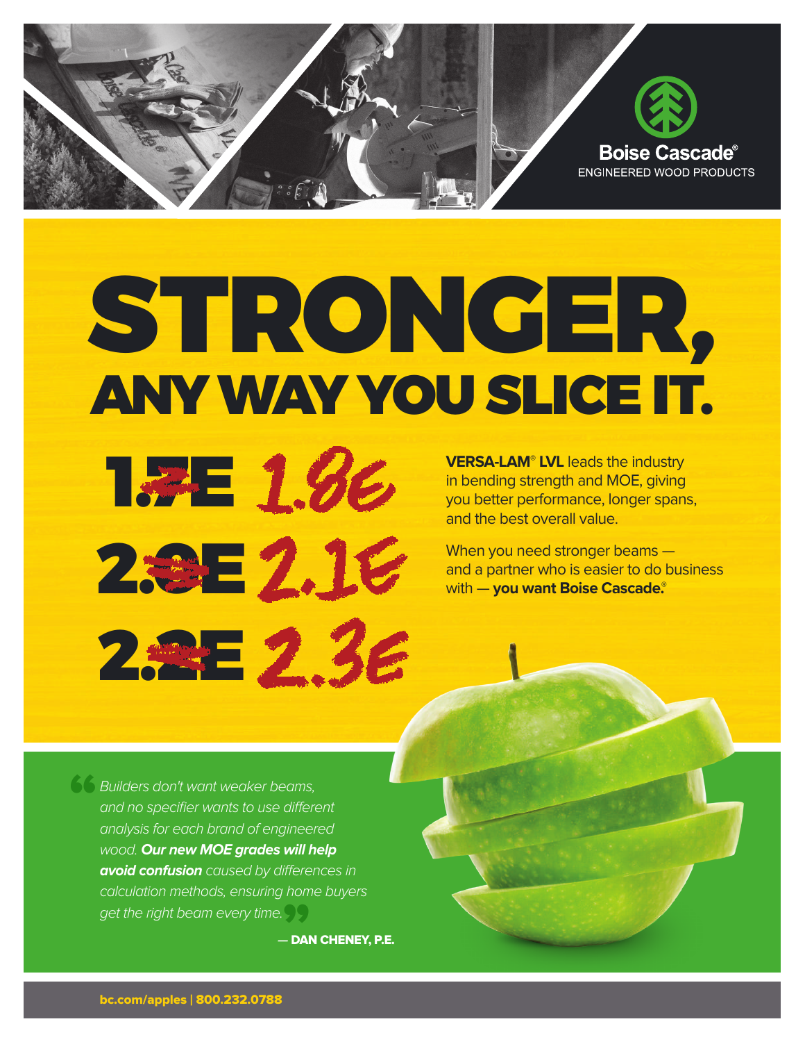Boise Cascade®
ENGINEERED WOOD PRODUCTS

# STRONGER,
## ANY WAY YOU SLICE IT.

~~1.7E~~ 1.8E
~~2.0E~~ 2.1E
~~2.2E~~ 2.3E

**VERSA-LAM® LVL** leads the industry in bending strength and MOE, giving you better performance, longer spans, and the best overall value.

When you need stronger beams — and a partner who is easier to do business with — **you want Boise Cascade.®**

> *Builders don't want weaker beams, and no specifier wants to use different analysis for each brand of engineered wood.* ***Our new MOE grades will help avoid confusion*** *caused by differences in calculation methods, ensuring home buyers get the right beam every time.*
>
> — **DAN CHENEY, P.E.**

**bc.com/apples | 800.232.0788**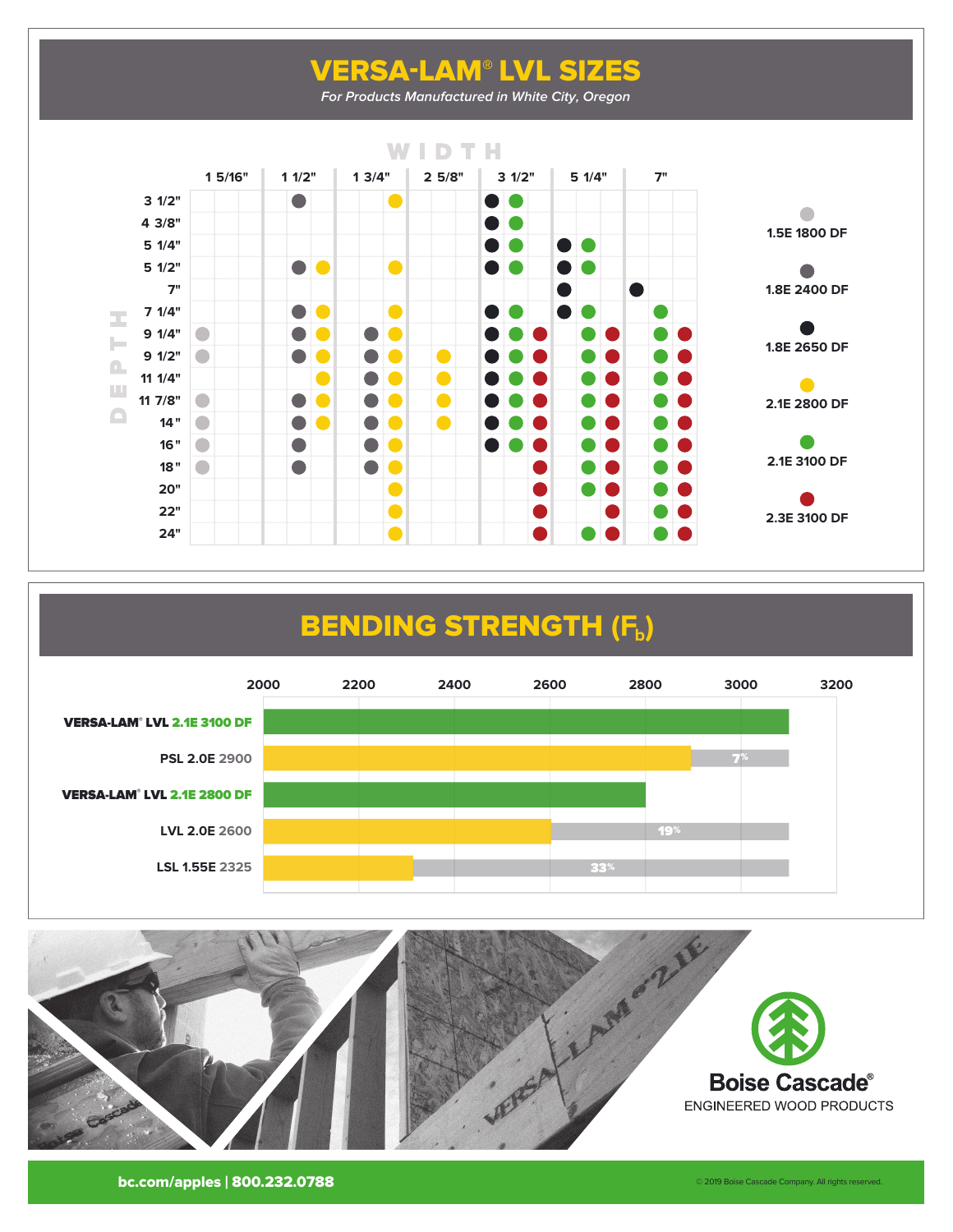# VERSA-LAM® LVL SIZES

*For Products Manufactured in White City, Oregon*

WIDTH

1 5/16"
1 1/2"
1 3/4"
2 5/8"
3 1/2"
5 1/4"
7"

DEPTH

3 1/2"
4 3/8"
5 1/4"
5 1/2"
7"
7 1/4"
9 1/4"
9 1/2"
11 1/4"
11 7/8"
14"
16"
18"
20"
22"
24"

1.5E 1800 DF
1.8E 2400 DF
1.8E 2650 DF
2.1E 2800 DF
2.1E 3100 DF
2.3E 3100 DF

# BENDING STRENGTH ($F_b$)

2000
2200
2400
2600
2800
3000
3200

VERSA-LAM® LVL 2.1E 3100 DF
PSL 2.0E 2900
7%
VERSA-LAM® LVL 2.1E 2800 DF
LVL 2.0E 2600
19%
LSL 1.55E 2325
33%

Boise Cascade®
ENGINEERED WOOD PRODUCTS

bc.com/apples | 800.232.0788

© 2019 Boise Cascade Company. All rights reserved.